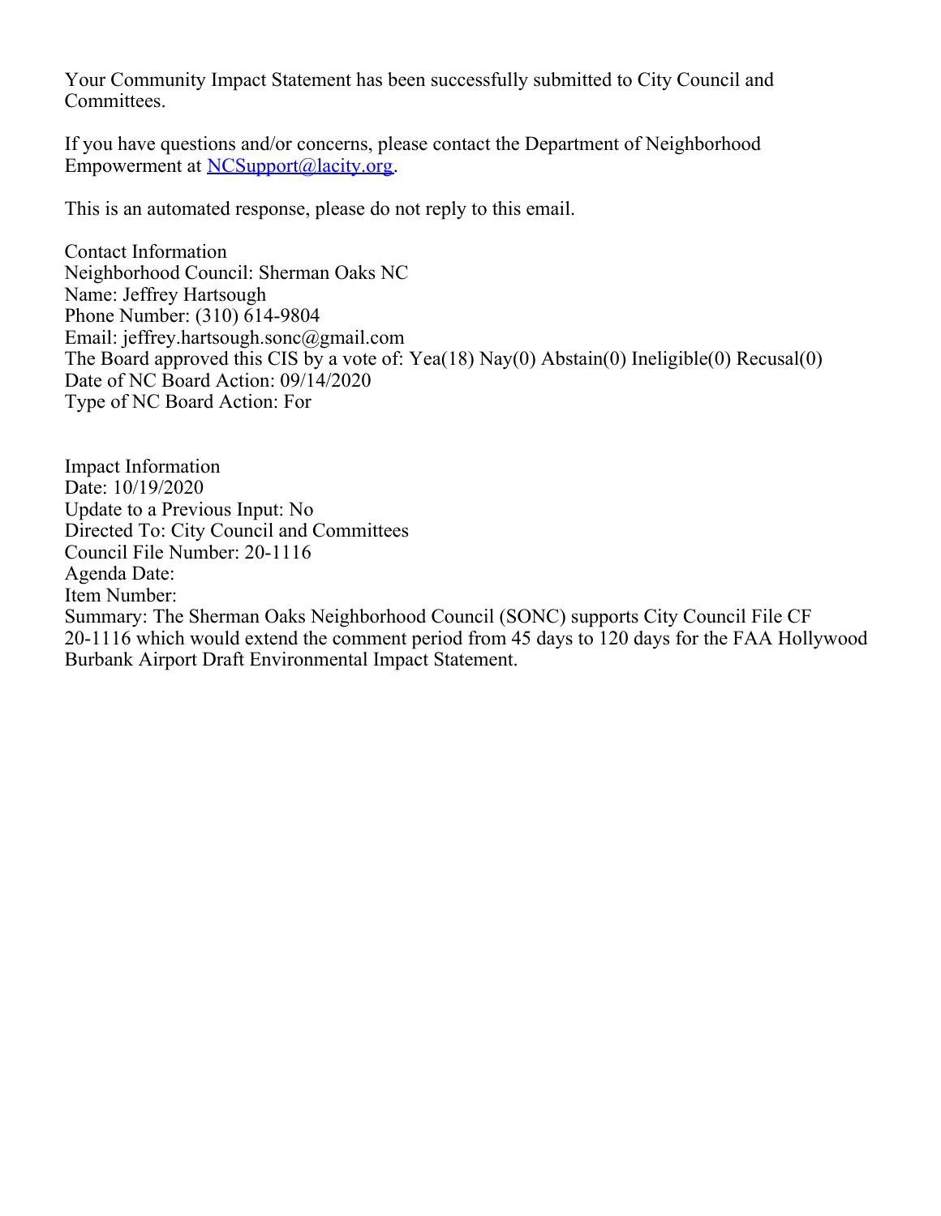Your Community Impact Statement has been successfully submitted to City Council and Committees.

If you have questions and/or concerns, please contact the Department of Neighborhood Empowerment at [NCSupport@lacity.org](mailto:NCSupport@lacity.org).

This is an automated response, please do not reply to this email.

Contact Information
Neighborhood Council: Sherman Oaks NC
Name: Jeffrey Hartsough
Phone Number: (310) 614-9804
Email: jeffrey.hartsough.sonc@gmail.com
The Board approved this CIS by a vote of: Yea(18) Nay(0) Abstain(0) Ineligible(0) Recusal(0)
Date of NC Board Action: 09/14/2020
Type of NC Board Action: For

Impact Information
Date: 10/19/2020
Update to a Previous Input: No
Directed To: City Council and Committees
Council File Number: 20-1116
Agenda Date:
Item Number:
Summary: The Sherman Oaks Neighborhood Council (SONC) supports City Council File CF 20-1116 which would extend the comment period from 45 days to 120 days for the FAA Hollywood Burbank Airport Draft Environmental Impact Statement.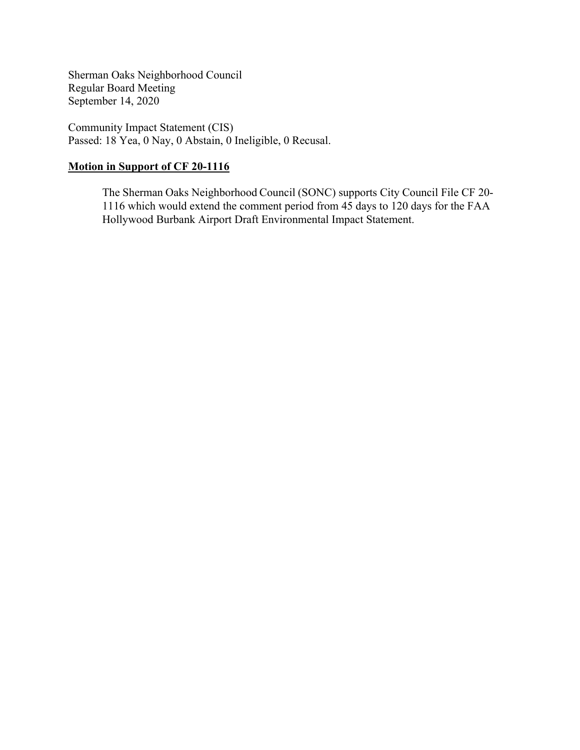Sherman Oaks Neighborhood Council
Regular Board Meeting
September 14, 2020

Community Impact Statement (CIS)
Passed: 18 Yea, 0 Nay, 0 Abstain, 0 Ineligible, 0 Recusal.

**Motion in Support of CF 20-1116**

The Sherman Oaks Neighborhood Council (SONC) supports City Council File CF 20-1116 which would extend the comment period from 45 days to 120 days for the FAA Hollywood Burbank Airport Draft Environmental Impact Statement.